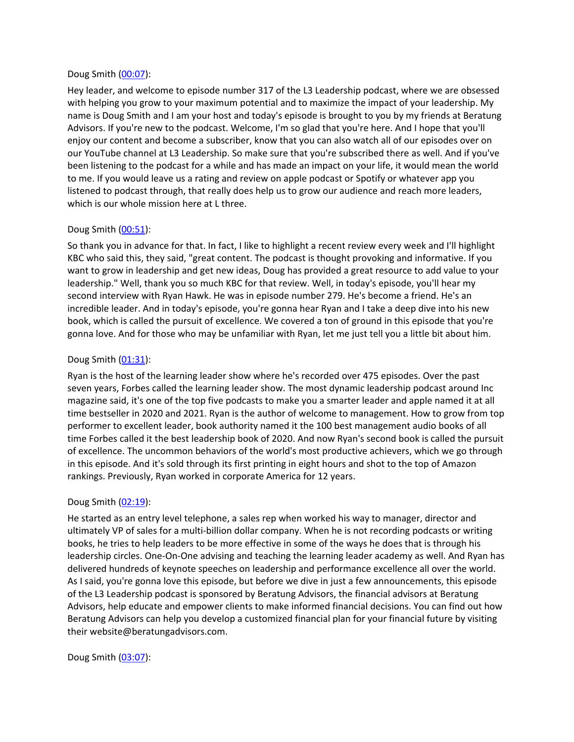Doug Smith ([00:07](#)):

Hey leader, and welcome to episode number 317 of the L3 Leadership podcast, where we are obsessed with helping you grow to your maximum potential and to maximize the impact of your leadership. My name is Doug Smith and I am your host and today's episode is brought to you by my friends at Beratung Advisors. If you're new to the podcast. Welcome, I'm so glad that you're here. And I hope that you'll enjoy our content and become a subscriber, know that you can also watch all of our episodes over on our YouTube channel at L3 Leadership. So make sure that you're subscribed there as well. And if you've been listening to the podcast for a while and has made an impact on your life, it would mean the world to me. If you would leave us a rating and review on apple podcast or Spotify or whatever app you listened to podcast through, that really does help us to grow our audience and reach more leaders, which is our whole mission here at L three.

Doug Smith ([00:51](#)):

So thank you in advance for that. In fact, I like to highlight a recent review every week and I'll highlight KBC who said this, they said, "great content. The podcast is thought provoking and informative. If you want to grow in leadership and get new ideas, Doug has provided a great resource to add value to your leadership." Well, thank you so much KBC for that review. Well, in today's episode, you'll hear my second interview with Ryan Hawk. He was in episode number 279. He's become a friend. He's an incredible leader. And in today's episode, you're gonna hear Ryan and I take a deep dive into his new book, which is called the pursuit of excellence. We covered a ton of ground in this episode that you're gonna love. And for those who may be unfamiliar with Ryan, let me just tell you a little bit about him.

Doug Smith ([01:31](#)):

Ryan is the host of the learning leader show where he's recorded over 475 episodes. Over the past seven years, Forbes called the learning leader show. The most dynamic leadership podcast around Inc magazine said, it's one of the top five podcasts to make you a smarter leader and apple named it at all time bestseller in 2020 and 2021. Ryan is the author of welcome to management. How to grow from top performer to excellent leader, book authority named it the 100 best management audio books of all time Forbes called it the best leadership book of 2020. And now Ryan's second book is called the pursuit of excellence. The uncommon behaviors of the world's most productive achievers, which we go through in this episode. And it's sold through its first printing in eight hours and shot to the top of Amazon rankings. Previously, Ryan worked in corporate America for 12 years.

Doug Smith ([02:19](#)):

He started as an entry level telephone, a sales rep when worked his way to manager, director and ultimately VP of sales for a multi-billion dollar company. When he is not recording podcasts or writing books, he tries to help leaders to be more effective in some of the ways he does that is through his leadership circles. One-On-One advising and teaching the learning leader academy as well. And Ryan has delivered hundreds of keynote speeches on leadership and performance excellence all over the world. As I said, you're gonna love this episode, but before we dive in just a few announcements, this episode of the L3 Leadership podcast is sponsored by Beratung Advisors, the financial advisors at Beratung Advisors, help educate and empower clients to make informed financial decisions. You can find out how Beratung Advisors can help you develop a customized financial plan for your financial future by visiting their website@beratungadvisors.com.

Doug Smith ([03:07](#)):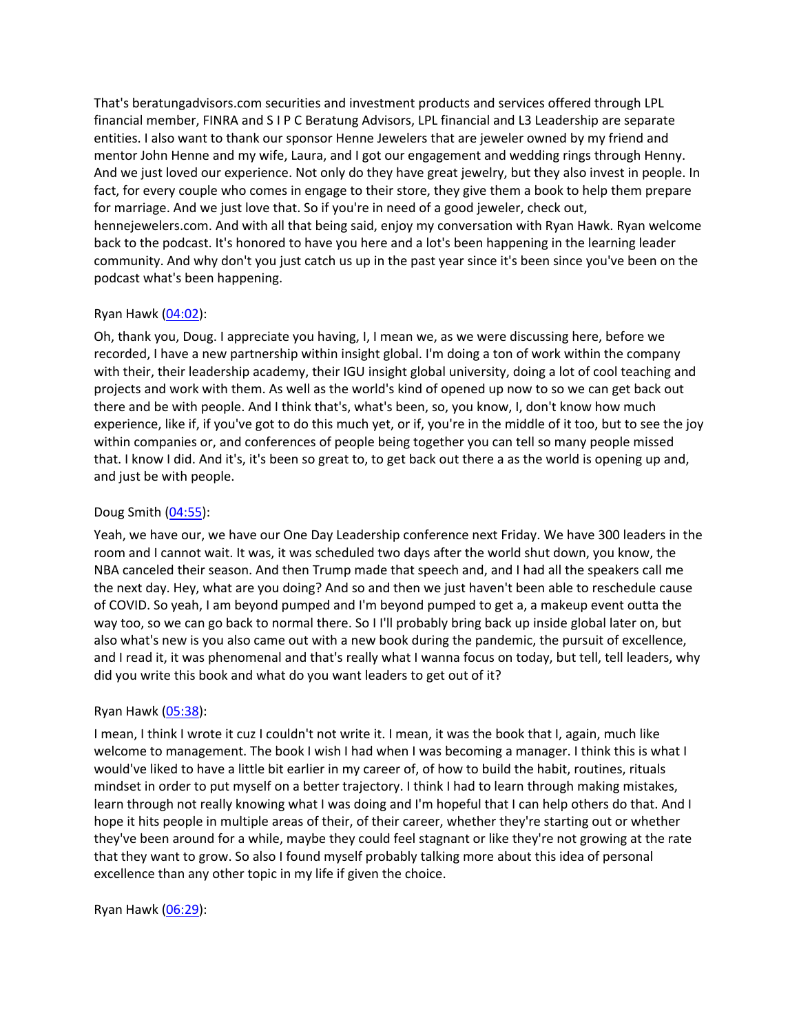That's beratungadvisors.com securities and investment products and services offered through LPL financial member, FINRA and S I P C Beratung Advisors, LPL financial and L3 Leadership are separate entities. I also want to thank our sponsor Henne Jewelers that are jeweler owned by my friend and mentor John Henne and my wife, Laura, and I got our engagement and wedding rings through Henny. And we just loved our experience. Not only do they have great jewelry, but they also invest in people. In fact, for every couple who comes in engage to their store, they give them a book to help them prepare for marriage. And we just love that. So if you're in need of a good jeweler, check out, hennejewelers.com. And with all that being said, enjoy my conversation with Ryan Hawk. Ryan welcome back to the podcast. It's honored to have you here and a lot's been happening in the learning leader community. And why don't you just catch us up in the past year since it's been since you've been on the podcast what's been happening.

Ryan Hawk ([04:02](#)):

Oh, thank you, Doug. I appreciate you having, I, I mean we, as we were discussing here, before we recorded, I have a new partnership within insight global. I'm doing a ton of work within the company with their, their leadership academy, their IGU insight global university, doing a lot of cool teaching and projects and work with them. As well as the world's kind of opened up now to so we can get back out there and be with people. And I think that's, what's been, so, you know, I, don't know how much experience, like if, if you've got to do this much yet, or if, you're in the middle of it too, but to see the joy within companies or, and conferences of people being together you can tell so many people missed that. I know I did. And it's, it's been so great to, to get back out there a as the world is opening up and, and just be with people.

Doug Smith ([04:55](#)):

Yeah, we have our, we have our One Day Leadership conference next Friday. We have 300 leaders in the room and I cannot wait. It was, it was scheduled two days after the world shut down, you know, the NBA canceled their season. And then Trump made that speech and, and I had all the speakers call me the next day. Hey, what are you doing? And so and then we just haven't been able to reschedule cause of COVID. So yeah, I am beyond pumped and I'm beyond pumped to get a, a makeup event outta the way too, so we can go back to normal there. So I I'll probably bring back up inside global later on, but also what's new is you also came out with a new book during the pandemic, the pursuit of excellence, and I read it, it was phenomenal and that's really what I wanna focus on today, but tell, tell leaders, why did you write this book and what do you want leaders to get out of it?

Ryan Hawk ([05:38](#)):

I mean, I think I wrote it cuz I couldn't not write it. I mean, it was the book that I, again, much like welcome to management. The book I wish I had when I was becoming a manager. I think this is what I would've liked to have a little bit earlier in my career of, of how to build the habit, routines, rituals mindset in order to put myself on a better trajectory. I think I had to learn through making mistakes, learn through not really knowing what I was doing and I'm hopeful that I can help others do that. And I hope it hits people in multiple areas of their, of their career, whether they're starting out or whether they've been around for a while, maybe they could feel stagnant or like they're not growing at the rate that they want to grow. So also I found myself probably talking more about this idea of personal excellence than any other topic in my life if given the choice.

Ryan Hawk ([06:29](#)):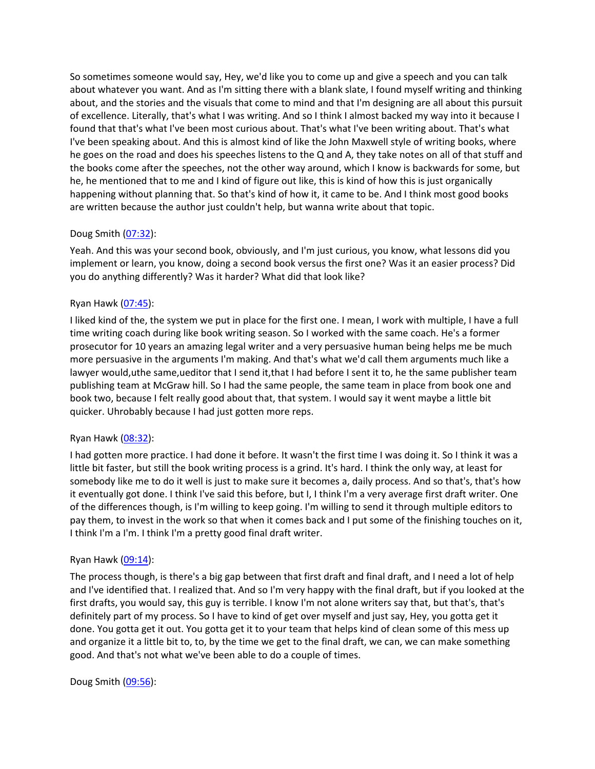So sometimes someone would say, Hey, we'd like you to come up and give a speech and you can talk about whatever you want. And as I'm sitting there with a blank slate, I found myself writing and thinking about, and the stories and the visuals that come to mind and that I'm designing are all about this pursuit of excellence. Literally, that's what I was writing. And so I think I almost backed my way into it because I found that that's what I've been most curious about. That's what I've been writing about. That's what I've been speaking about. And this is almost kind of like the John Maxwell style of writing books, where he goes on the road and does his speeches listens to the Q and A, they take notes on all of that stuff and the books come after the speeches, not the other way around, which I know is backwards for some, but he, he mentioned that to me and I kind of figure out like, this is kind of how this is just organically happening without planning that. So that's kind of how it, it came to be. And I think most good books are written because the author just couldn't help, but wanna write about that topic.

Doug Smith ([07:32]):

Yeah. And this was your second book, obviously, and I'm just curious, you know, what lessons did you implement or learn, you know, doing a second book versus the first one? Was it an easier process? Did you do anything differently? Was it harder? What did that look like?

Ryan Hawk ([07:45]):

I liked kind of the, the system we put in place for the first one. I mean, I work with multiple, I have a full time writing coach during like book writing season. So I worked with the same coach. He's a former prosecutor for 10 years an amazing legal writer and a very persuasive human being helps me be much more persuasive in the arguments I'm making. And that's what we'd call them arguments much like a lawyer would,uthe same,ueditor that I send it,that I had before I sent it to, he the same publisher team publishing team at McGraw hill. So I had the same people, the same team in place from book one and book two, because I felt really good about that, that system. I would say it went maybe a little bit quicker. Uhrobably because I had just gotten more reps.

Ryan Hawk ([08:32]):

I had gotten more practice. I had done it before. It wasn't the first time I was doing it. So I think it was a little bit faster, but still the book writing process is a grind. It's hard. I think the only way, at least for somebody like me to do it well is just to make sure it becomes a, daily process. And so that's, that's how it eventually got done. I think I've said this before, but I, I think I'm a very average first draft writer. One of the differences though, is I'm willing to keep going. I'm willing to send it through multiple editors to pay them, to invest in the work so that when it comes back and I put some of the finishing touches on it, I think I'm a I'm. I think I'm a pretty good final draft writer.

Ryan Hawk ([09:14]):

The process though, is there's a big gap between that first draft and final draft, and I need a lot of help and I've identified that. I realized that. And so I'm very happy with the final draft, but if you looked at the first drafts, you would say, this guy is terrible. I know I'm not alone writers say that, but that's, that's definitely part of my process. So I have to kind of get over myself and just say, Hey, you gotta get it done. You gotta get it out. You gotta get it to your team that helps kind of clean some of this mess up and organize it a little bit to, to, by the time we get to the final draft, we can, we can make something good. And that's not what we've been able to do a couple of times.

Doug Smith ([09:56]):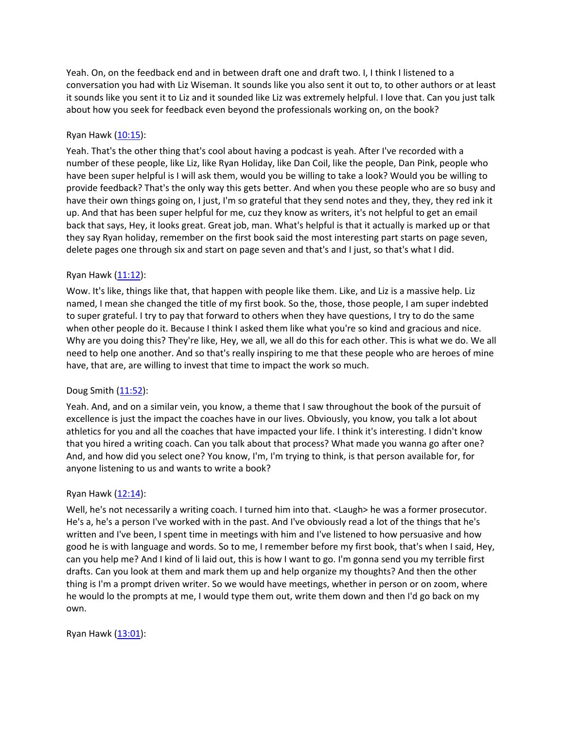Yeah. On, on the feedback end and in between draft one and draft two. I, I think I listened to a conversation you had with Liz Wiseman. It sounds like you also sent it out to, to other authors or at least it sounds like you sent it to Liz and it sounded like Liz was extremely helpful. I love that. Can you just talk about how you seek for feedback even beyond the professionals working on, on the book?

Ryan Hawk ([10:15]()):

Yeah. That's the other thing that's cool about having a podcast is yeah. After I've recorded with a number of these people, like Liz, like Ryan Holiday, like Dan Coil, like the people, Dan Pink, people who have been super helpful is I will ask them, would you be willing to take a look? Would you be willing to provide feedback? That's the only way this gets better. And when you these people who are so busy and have their own things going on, I just, I'm so grateful that they send notes and they, they, they red ink it up. And that has been super helpful for me, cuz they know as writers, it's not helpful to get an email back that says, Hey, it looks great. Great job, man. What's helpful is that it actually is marked up or that they say Ryan holiday, remember on the first book said the most interesting part starts on page seven, delete pages one through six and start on page seven and that's and I just, so that's what I did.

Ryan Hawk ([11:12]()):

Wow. It's like, things like that, that happen with people like them. Like, and Liz is a massive help. Liz named, I mean she changed the title of my first book. So the, those, those people, I am super indebted to super grateful. I try to pay that forward to others when they have questions, I try to do the same when other people do it. Because I think I asked them like what you're so kind and gracious and nice. Why are you doing this? They're like, Hey, we all, we all do this for each other. This is what we do. We all need to help one another. And so that's really inspiring to me that these people who are heroes of mine have, that are, are willing to invest that time to impact the work so much.

Doug Smith ([11:52]()):

Yeah. And, and on a similar vein, you know, a theme that I saw throughout the book of the pursuit of excellence is just the impact the coaches have in our lives. Obviously, you know, you talk a lot about athletics for you and all the coaches that have impacted your life. I think it's interesting. I didn't know that you hired a writing coach. Can you talk about that process? What made you wanna go after one? And, and how did you select one? You know, I'm, I'm trying to think, is that person available for, for anyone listening to us and wants to write a book?

Ryan Hawk ([12:14]()):

Well, he's not necessarily a writing coach. I turned him into that. <Laugh> he was a former prosecutor. He's a, he's a person I've worked with in the past. And I've obviously read a lot of the things that he's written and I've been, I spent time in meetings with him and I've listened to how persuasive and how good he is with language and words. So to me, I remember before my first book, that's when I said, Hey, can you help me? And I kind of li laid out, this is how I want to go. I'm gonna send you my terrible first drafts. Can you look at them and mark them up and help organize my thoughts? And then the other thing is I'm a prompt driven writer. So we would have meetings, whether in person or on zoom, where he would lo the prompts at me, I would type them out, write them down and then I'd go back on my own.

Ryan Hawk ([13:01]()):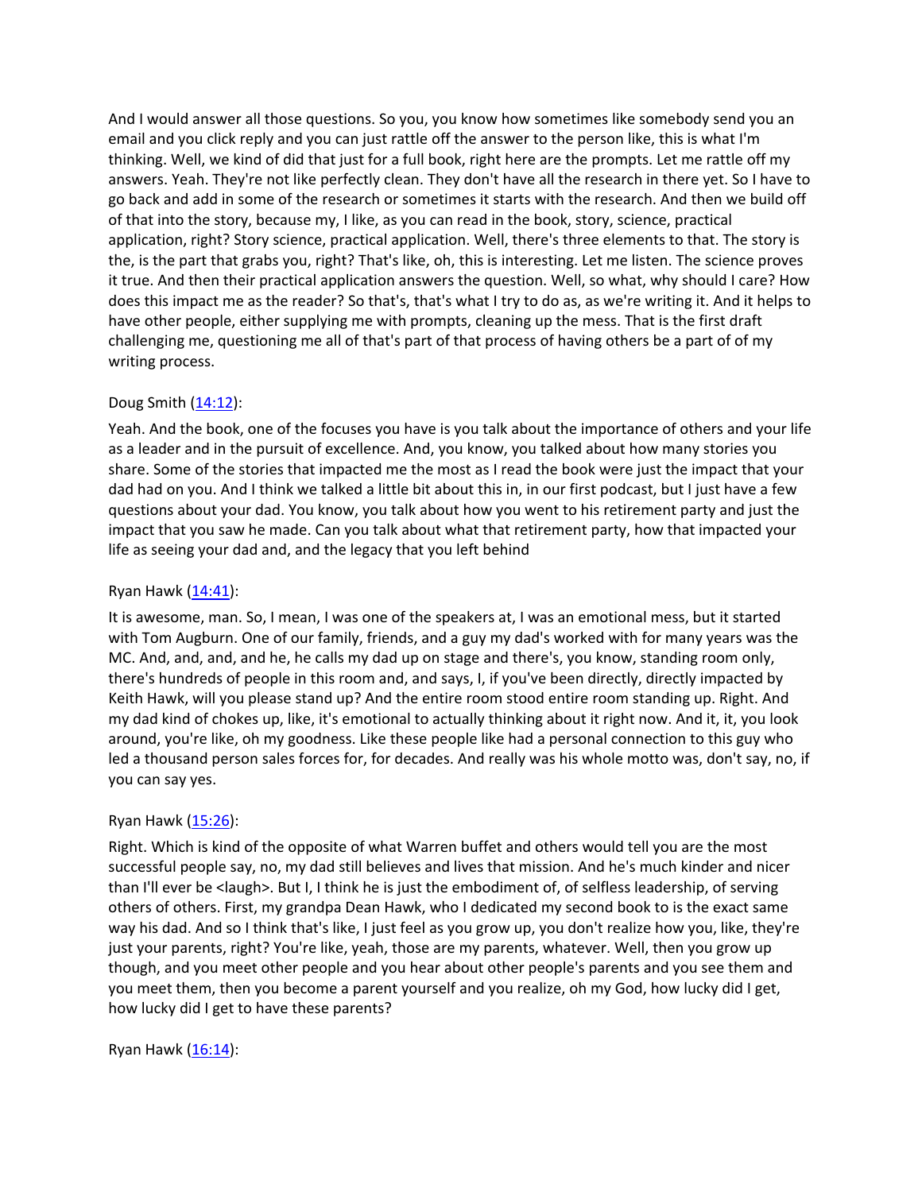And I would answer all those questions. So you, you know how sometimes like somebody send you an email and you click reply and you can just rattle off the answer to the person like, this is what I'm thinking. Well, we kind of did that just for a full book, right here are the prompts. Let me rattle off my answers. Yeah. They're not like perfectly clean. They don't have all the research in there yet. So I have to go back and add in some of the research or sometimes it starts with the research. And then we build off of that into the story, because my, I like, as you can read in the book, story, science, practical application, right? Story science, practical application. Well, there's three elements to that. The story is the, is the part that grabs you, right? That's like, oh, this is interesting. Let me listen. The science proves it true. And then their practical application answers the question. Well, so what, why should I care? How does this impact me as the reader? So that's, that's what I try to do as, as we're writing it. And it helps to have other people, either supplying me with prompts, cleaning up the mess. That is the first draft challenging me, questioning me all of that's part of that process of having others be a part of of my writing process.

Doug Smith ([14:12](#)):

Yeah. And the book, one of the focuses you have is you talk about the importance of others and your life as a leader and in the pursuit of excellence. And, you know, you talked about how many stories you share. Some of the stories that impacted me the most as I read the book were just the impact that your dad had on you. And I think we talked a little bit about this in, in our first podcast, but I just have a few questions about your dad. You know, you talk about how you went to his retirement party and just the impact that you saw he made. Can you talk about what that retirement party, how that impacted your life as seeing your dad and, and the legacy that you left behind

Ryan Hawk ([14:41](#)):

It is awesome, man. So, I mean, I was one of the speakers at, I was an emotional mess, but it started with Tom Augburn. One of our family, friends, and a guy my dad's worked with for many years was the MC. And, and, and, and he, he calls my dad up on stage and there's, you know, standing room only, there's hundreds of people in this room and, and says, I, if you've been directly, directly impacted by Keith Hawk, will you please stand up? And the entire room stood entire room standing up. Right. And my dad kind of chokes up, like, it's emotional to actually thinking about it right now. And it, it, you look around, you're like, oh my goodness. Like these people like had a personal connection to this guy who led a thousand person sales forces for, for decades. And really was his whole motto was, don't say, no, if you can say yes.

Ryan Hawk ([15:26](#)):

Right. Which is kind of the opposite of what Warren buffet and others would tell you are the most successful people say, no, my dad still believes and lives that mission. And he's much kinder and nicer than I'll ever be <laugh>. But I, I think he is just the embodiment of, of selfless leadership, of serving others of others. First, my grandpa Dean Hawk, who I dedicated my second book to is the exact same way his dad. And so I think that's like, I just feel as you grow up, you don't realize how you, like, they're just your parents, right? You're like, yeah, those are my parents, whatever. Well, then you grow up though, and you meet other people and you hear about other people's parents and you see them and you meet them, then you become a parent yourself and you realize, oh my God, how lucky did I get, how lucky did I get to have these parents?

Ryan Hawk ([16:14](#)):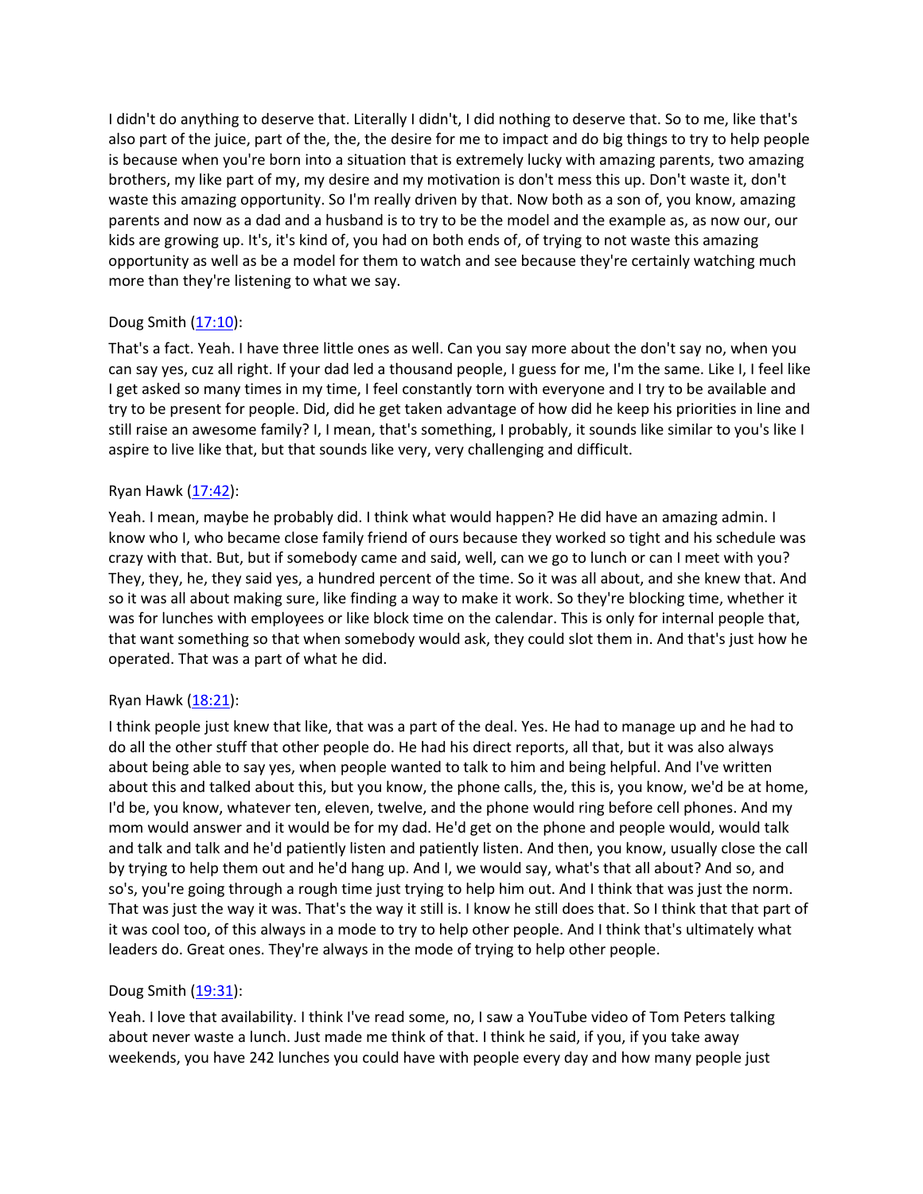I didn't do anything to deserve that. Literally I didn't, I did nothing to deserve that. So to me, like that's also part of the juice, part of the, the, the desire for me to impact and do big things to try to help people is because when you're born into a situation that is extremely lucky with amazing parents, two amazing brothers, my like part of my, my desire and my motivation is don't mess this up. Don't waste it, don't waste this amazing opportunity. So I'm really driven by that. Now both as a son of, you know, amazing parents and now as a dad and a husband is to try to be the model and the example as, as now our, our kids are growing up. It's, it's kind of, you had on both ends of, of trying to not waste this amazing opportunity as well as be a model for them to watch and see because they're certainly watching much more than they're listening to what we say.

Doug Smith ([17:10]):

That's a fact. Yeah. I have three little ones as well. Can you say more about the don't say no, when you can say yes, cuz all right. If your dad led a thousand people, I guess for me, I'm the same. Like I, I feel like I get asked so many times in my time, I feel constantly torn with everyone and I try to be available and try to be present for people. Did, did he get taken advantage of how did he keep his priorities in line and still raise an awesome family? I, I mean, that's something, I probably, it sounds like similar to you's like I aspire to live like that, but that sounds like very, very challenging and difficult.

Ryan Hawk ([17:42]):

Yeah. I mean, maybe he probably did. I think what would happen? He did have an amazing admin. I know who I, who became close family friend of ours because they worked so tight and his schedule was crazy with that. But, but if somebody came and said, well, can we go to lunch or can I meet with you? They, they, he, they said yes, a hundred percent of the time. So it was all about, and she knew that. And so it was all about making sure, like finding a way to make it work. So they're blocking time, whether it was for lunches with employees or like block time on the calendar. This is only for internal people that, that want something so that when somebody would ask, they could slot them in. And that's just how he operated. That was a part of what he did.

Ryan Hawk ([18:21]):

I think people just knew that like, that was a part of the deal. Yes. He had to manage up and he had to do all the other stuff that other people do. He had his direct reports, all that, but it was also always about being able to say yes, when people wanted to talk to him and being helpful. And I've written about this and talked about this, but you know, the phone calls, the, this is, you know, we'd be at home, I'd be, you know, whatever ten, eleven, twelve, and the phone would ring before cell phones. And my mom would answer and it would be for my dad. He'd get on the phone and people would, would talk and talk and talk and he'd patiently listen and patiently listen. And then, you know, usually close the call by trying to help them out and he'd hang up. And I, we would say, what's that all about? And so, and so's, you're going through a rough time just trying to help him out. And I think that was just the norm. That was just the way it was. That's the way it still is. I know he still does that. So I think that that part of it was cool too, of this always in a mode to try to help other people. And I think that's ultimately what leaders do. Great ones. They're always in the mode of trying to help other people.

Doug Smith ([19:31]):

Yeah. I love that availability. I think I've read some, no, I saw a YouTube video of Tom Peters talking about never waste a lunch. Just made me think of that. I think he said, if you, if you take away weekends, you have 242 lunches you could have with people every day and how many people just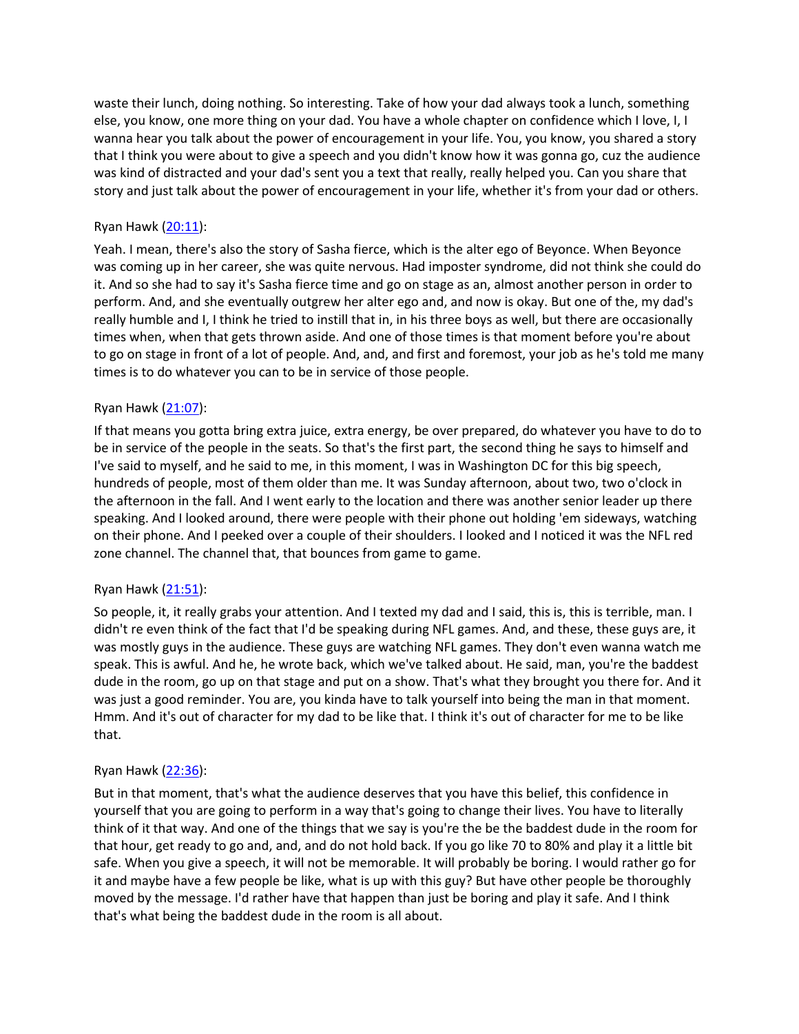waste their lunch, doing nothing. So interesting. Take of how your dad always took a lunch, something else, you know, one more thing on your dad. You have a whole chapter on confidence which I love, I, I wanna hear you talk about the power of encouragement in your life. You, you know, you shared a story that I think you were about to give a speech and you didn't know how it was gonna go, cuz the audience was kind of distracted and your dad's sent you a text that really, really helped you. Can you share that story and just talk about the power of encouragement in your life, whether it's from your dad or others.

Ryan Hawk ([20:11]()):

Yeah. I mean, there's also the story of Sasha fierce, which is the alter ego of Beyonce. When Beyonce was coming up in her career, she was quite nervous. Had imposter syndrome, did not think she could do it. And so she had to say it's Sasha fierce time and go on stage as an, almost another person in order to perform. And, and she eventually outgrew her alter ego and, and now is okay. But one of the, my dad's really humble and I, I think he tried to instill that in, in his three boys as well, but there are occasionally times when, when that gets thrown aside. And one of those times is that moment before you're about to go on stage in front of a lot of people. And, and, and first and foremost, your job as he's told me many times is to do whatever you can to be in service of those people.

Ryan Hawk ([21:07]()):

If that means you gotta bring extra juice, extra energy, be over prepared, do whatever you have to do to be in service of the people in the seats. So that's the first part, the second thing he says to himself and I've said to myself, and he said to me, in this moment, I was in Washington DC for this big speech, hundreds of people, most of them older than me. It was Sunday afternoon, about two, two o'clock in the afternoon in the fall. And I went early to the location and there was another senior leader up there speaking. And I looked around, there were people with their phone out holding 'em sideways, watching on their phone. And I peeked over a couple of their shoulders. I looked and I noticed it was the NFL red zone channel. The channel that, that bounces from game to game.

Ryan Hawk ([21:51]()):

So people, it, it really grabs your attention. And I texted my dad and I said, this is, this is terrible, man. I didn't re even think of the fact that I'd be speaking during NFL games. And, and these, these guys are, it was mostly guys in the audience. These guys are watching NFL games. They don't even wanna watch me speak. This is awful. And he, he wrote back, which we've talked about. He said, man, you're the baddest dude in the room, go up on that stage and put on a show. That's what they brought you there for. And it was just a good reminder. You are, you kinda have to talk yourself into being the man in that moment. Hmm. And it's out of character for my dad to be like that. I think it's out of character for me to be like that.

Ryan Hawk ([22:36]()):

But in that moment, that's what the audience deserves that you have this belief, this confidence in yourself that you are going to perform in a way that's going to change their lives. You have to literally think of it that way. And one of the things that we say is you're the be the baddest dude in the room for that hour, get ready to go and, and, and do not hold back. If you go like 70 to 80% and play it a little bit safe. When you give a speech, it will not be memorable. It will probably be boring. I would rather go for it and maybe have a few people be like, what is up with this guy? But have other people be thoroughly moved by the message. I'd rather have that happen than just be boring and play it safe. And I think that's what being the baddest dude in the room is all about.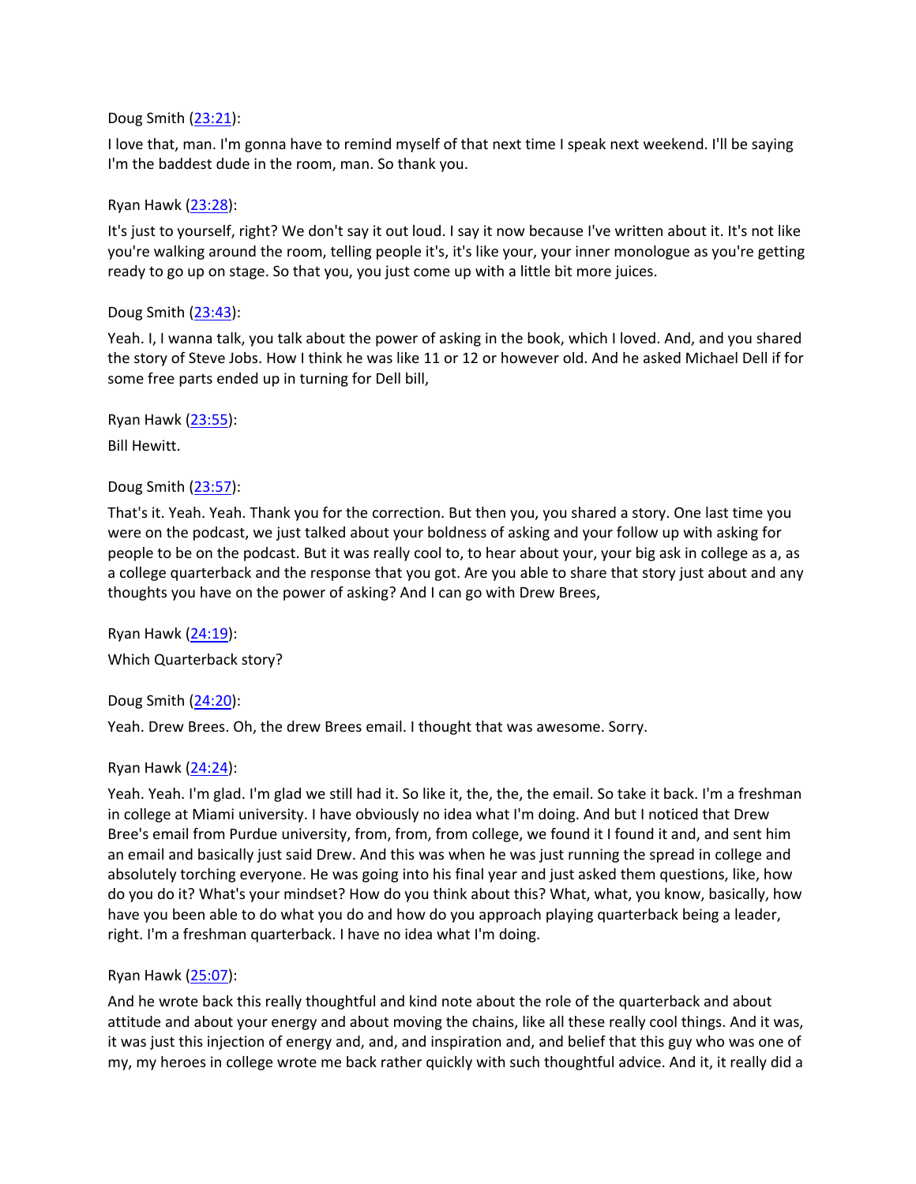Doug Smith ([23:21](#)):

I love that, man. I'm gonna have to remind myself of that next time I speak next weekend. I'll be saying I'm the baddest dude in the room, man. So thank you.

Ryan Hawk ([23:28](#)):

It's just to yourself, right? We don't say it out loud. I say it now because I've written about it. It's not like you're walking around the room, telling people it's, it's like your, your inner monologue as you're getting ready to go up on stage. So that you, you just come up with a little bit more juices.

Doug Smith ([23:43](#)):

Yeah. I, I wanna talk, you talk about the power of asking in the book, which I loved. And, and you shared the story of Steve Jobs. How I think he was like 11 or 12 or however old. And he asked Michael Dell if for some free parts ended up in turning for Dell bill,

Ryan Hawk ([23:55](#)):

Bill Hewitt.

Doug Smith ([23:57](#)):

That's it. Yeah. Yeah. Thank you for the correction. But then you, you shared a story. One last time you were on the podcast, we just talked about your boldness of asking and your follow up with asking for people to be on the podcast. But it was really cool to, to hear about your, your big ask in college as a, as a college quarterback and the response that you got. Are you able to share that story just about and any thoughts you have on the power of asking? And I can go with Drew Brees,

Ryan Hawk ([24:19](#)):

Which Quarterback story?

Doug Smith ([24:20](#)):

Yeah. Drew Brees. Oh, the drew Brees email. I thought that was awesome. Sorry.

Ryan Hawk ([24:24](#)):

Yeah. Yeah. I'm glad. I'm glad we still had it. So like it, the, the, the email. So take it back. I'm a freshman in college at Miami university. I have obviously no idea what I'm doing. And but I noticed that Drew Bree's email from Purdue university, from, from, from college, we found it I found it and, and sent him an email and basically just said Drew. And this was when he was just running the spread in college and absolutely torching everyone. He was going into his final year and just asked them questions, like, how do you do it? What's your mindset? How do you think about this? What, what, you know, basically, how have you been able to do what you do and how do you approach playing quarterback being a leader, right. I'm a freshman quarterback. I have no idea what I'm doing.

Ryan Hawk ([25:07](#)):

And he wrote back this really thoughtful and kind note about the role of the quarterback and about attitude and about your energy and about moving the chains, like all these really cool things. And it was, it was just this injection of energy and, and, and inspiration and, and belief that this guy who was one of my, my heroes in college wrote me back rather quickly with such thoughtful advice. And it, it really did a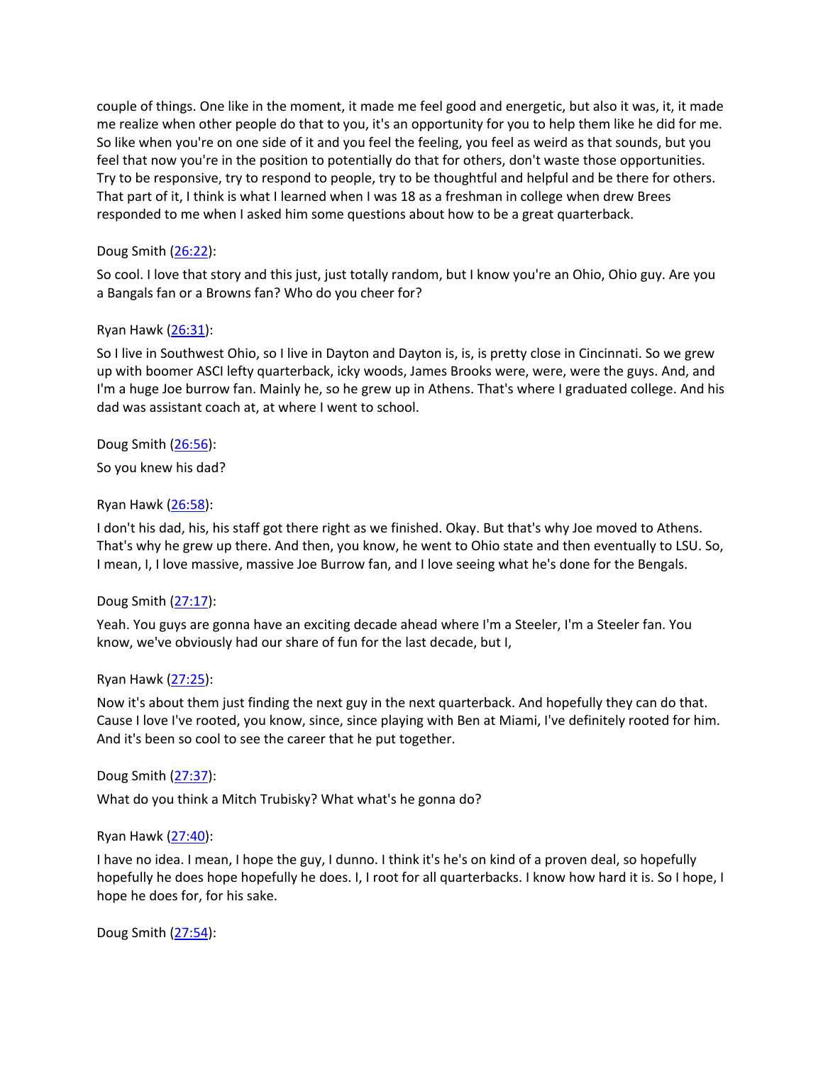couple of things. One like in the moment, it made me feel good and energetic, but also it was, it, it made me realize when other people do that to you, it's an opportunity for you to help them like he did for me. So like when you're on one side of it and you feel the feeling, you feel as weird as that sounds, but you feel that now you're in the position to potentially do that for others, don't waste those opportunities. Try to be responsive, try to respond to people, try to be thoughtful and helpful and be there for others. That part of it, I think is what I learned when I was 18 as a freshman in college when drew Brees responded to me when I asked him some questions about how to be a great quarterback.

Doug Smith ([26:22]):

So cool. I love that story and this just, just totally random, but I know you're an Ohio, Ohio guy. Are you a Bangals fan or a Browns fan? Who do you cheer for?

Ryan Hawk ([26:31]):

So I live in Southwest Ohio, so I live in Dayton and Dayton is, is, is pretty close in Cincinnati. So we grew up with boomer ASCI lefty quarterback, icky woods, James Brooks were, were, were the guys. And, and I'm a huge Joe burrow fan. Mainly he, so he grew up in Athens. That's where I graduated college. And his dad was assistant coach at, at where I went to school.

Doug Smith ([26:56]):

So you knew his dad?

Ryan Hawk ([26:58]):

I don't his dad, his, his staff got there right as we finished. Okay. But that's why Joe moved to Athens. That's why he grew up there. And then, you know, he went to Ohio state and then eventually to LSU. So, I mean, I, I love massive, massive Joe Burrow fan, and I love seeing what he's done for the Bengals.

Doug Smith ([27:17]):

Yeah. You guys are gonna have an exciting decade ahead where I'm a Steeler, I'm a Steeler fan. You know, we've obviously had our share of fun for the last decade, but I,

Ryan Hawk ([27:25]):

Now it's about them just finding the next guy in the next quarterback. And hopefully they can do that. Cause I love I've rooted, you know, since, since playing with Ben at Miami, I've definitely rooted for him. And it's been so cool to see the career that he put together.

Doug Smith ([27:37]):

What do you think a Mitch Trubisky? What what's he gonna do?

Ryan Hawk ([27:40]):

I have no idea. I mean, I hope the guy, I dunno. I think it's he's on kind of a proven deal, so hopefully hopefully he does hope hopefully he does. I, I root for all quarterbacks. I know how hard it is. So I hope, I hope he does for, for his sake.

Doug Smith ([27:54]):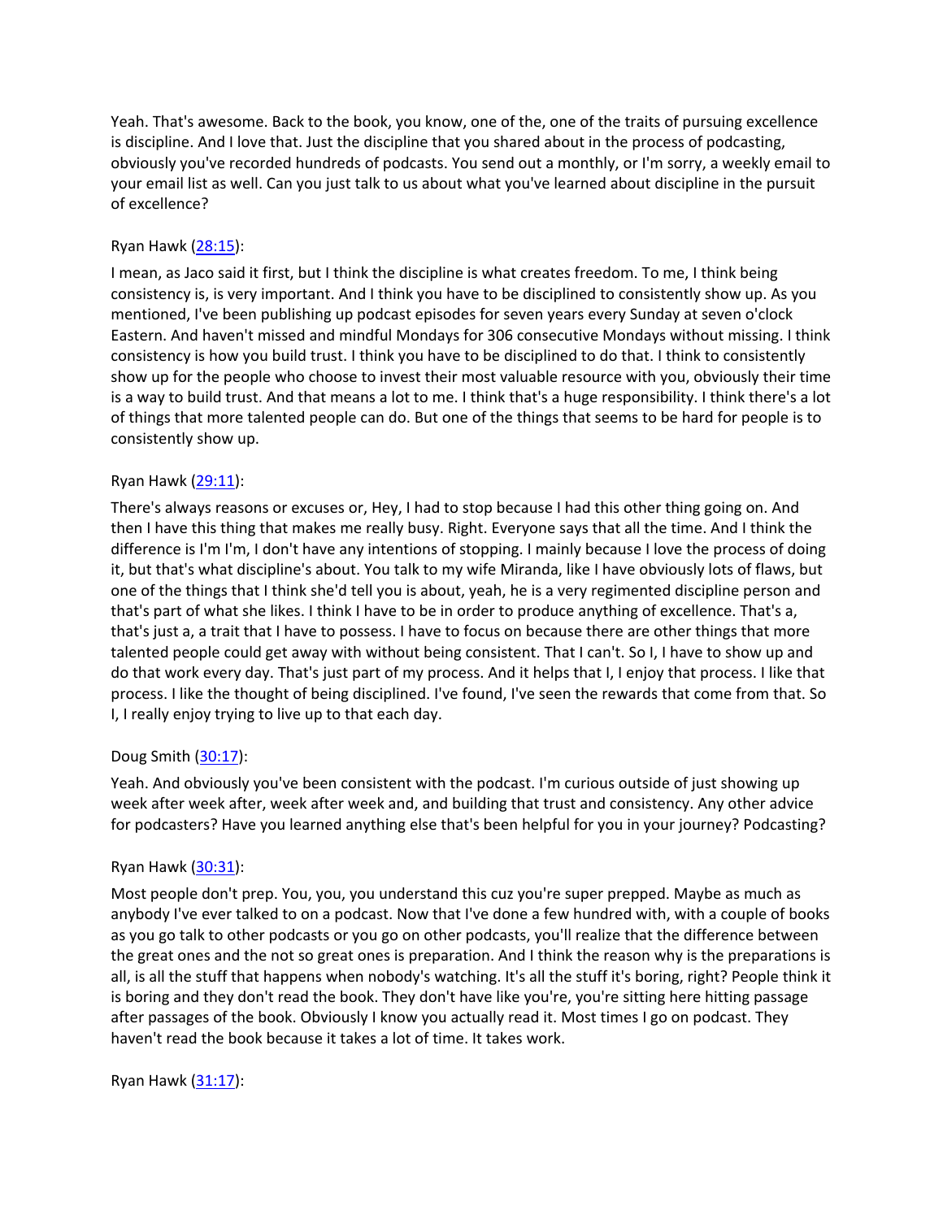Yeah. That's awesome. Back to the book, you know, one of the, one of the traits of pursuing excellence is discipline. And I love that. Just the discipline that you shared about in the process of podcasting, obviously you've recorded hundreds of podcasts. You send out a monthly, or I'm sorry, a weekly email to your email list as well. Can you just talk to us about what you've learned about discipline in the pursuit of excellence?

Ryan Hawk ([28:15]):

I mean, as Jaco said it first, but I think the discipline is what creates freedom. To me, I think being consistency is, is very important. And I think you have to be disciplined to consistently show up. As you mentioned, I've been publishing up podcast episodes for seven years every Sunday at seven o'clock Eastern. And haven't missed and mindful Mondays for 306 consecutive Mondays without missing. I think consistency is how you build trust. I think you have to be disciplined to do that. I think to consistently show up for the people who choose to invest their most valuable resource with you, obviously their time is a way to build trust. And that means a lot to me. I think that's a huge responsibility. I think there's a lot of things that more talented people can do. But one of the things that seems to be hard for people is to consistently show up.

Ryan Hawk ([29:11]):

There's always reasons or excuses or, Hey, I had to stop because I had this other thing going on. And then I have this thing that makes me really busy. Right. Everyone says that all the time. And I think the difference is I'm I'm, I don't have any intentions of stopping. I mainly because I love the process of doing it, but that's what discipline's about. You talk to my wife Miranda, like I have obviously lots of flaws, but one of the things that I think she'd tell you is about, yeah, he is a very regimented discipline person and that's part of what she likes. I think I have to be in order to produce anything of excellence. That's a, that's just a, a trait that I have to possess. I have to focus on because there are other things that more talented people could get away with without being consistent. That I can't. So I, I have to show up and do that work every day. That's just part of my process. And it helps that I, I enjoy that process. I like that process. I like the thought of being disciplined. I've found, I've seen the rewards that come from that. So I, I really enjoy trying to live up to that each day.

Doug Smith ([30:17]):

Yeah. And obviously you've been consistent with the podcast. I'm curious outside of just showing up week after week after, week after week and, and building that trust and consistency. Any other advice for podcasters? Have you learned anything else that's been helpful for you in your journey? Podcasting?

Ryan Hawk ([30:31]):

Most people don't prep. You, you, you understand this cuz you're super prepped. Maybe as much as anybody I've ever talked to on a podcast. Now that I've done a few hundred with, with a couple of books as you go talk to other podcasts or you go on other podcasts, you'll realize that the difference between the great ones and the not so great ones is preparation. And I think the reason why is the preparations is all, is all the stuff that happens when nobody's watching. It's all the stuff it's boring, right? People think it is boring and they don't read the book. They don't have like you're, you're sitting here hitting passage after passages of the book. Obviously I know you actually read it. Most times I go on podcast. They haven't read the book because it takes a lot of time. It takes work.

Ryan Hawk ([31:17]):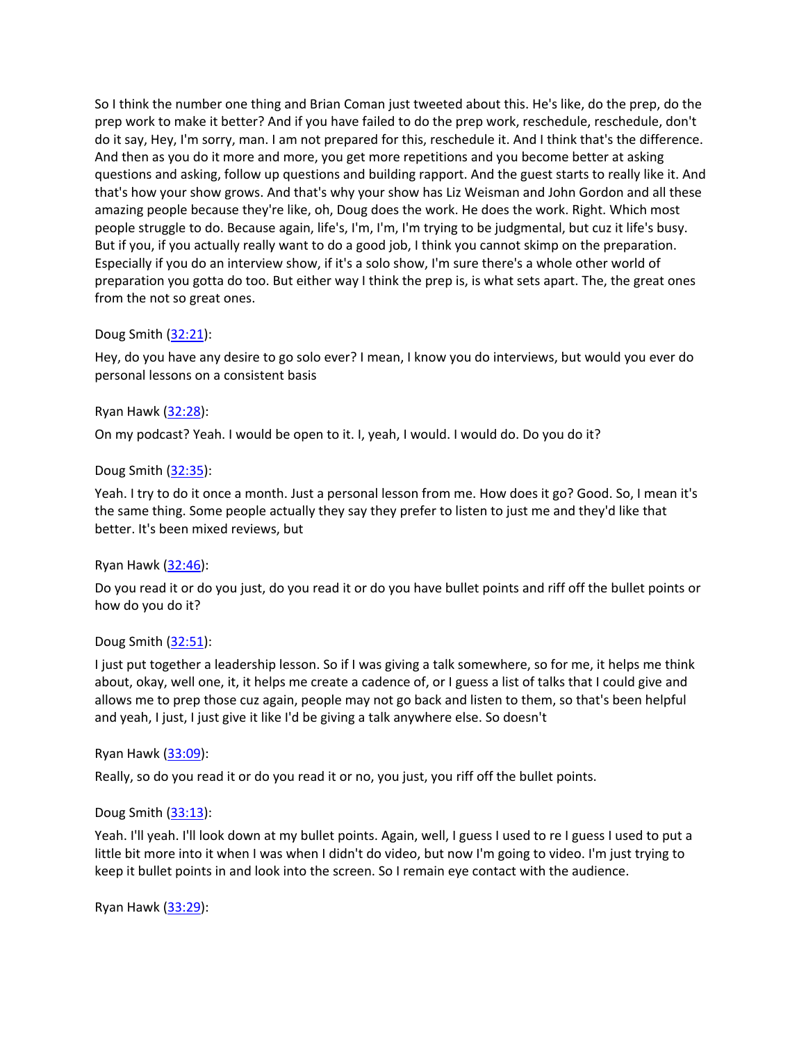So I think the number one thing and Brian Coman just tweeted about this. He's like, do the prep, do the prep work to make it better? And if you have failed to do the prep work, reschedule, reschedule, don't do it say, Hey, I'm sorry, man. I am not prepared for this, reschedule it. And I think that's the difference. And then as you do it more and more, you get more repetitions and you become better at asking questions and asking, follow up questions and building rapport. And the guest starts to really like it. And that's how your show grows. And that's why your show has Liz Weisman and John Gordon and all these amazing people because they're like, oh, Doug does the work. He does the work. Right. Which most people struggle to do. Because again, life's, I'm, I'm, I'm trying to be judgmental, but cuz it life's busy. But if you, if you actually really want to do a good job, I think you cannot skimp on the preparation. Especially if you do an interview show, if it's a solo show, I'm sure there's a whole other world of preparation you gotta do too. But either way I think the prep is, is what sets apart. The, the great ones from the not so great ones.

Doug Smith ([32:21]):

Hey, do you have any desire to go solo ever? I mean, I know you do interviews, but would you ever do personal lessons on a consistent basis

Ryan Hawk ([32:28]):

On my podcast? Yeah. I would be open to it. I, yeah, I would. I would do. Do you do it?

Doug Smith ([32:35]):

Yeah. I try to do it once a month. Just a personal lesson from me. How does it go? Good. So, I mean it's the same thing. Some people actually they say they prefer to listen to just me and they'd like that better. It's been mixed reviews, but

Ryan Hawk ([32:46]):

Do you read it or do you just, do you read it or do you have bullet points and riff off the bullet points or how do you do it?

Doug Smith ([32:51]):

I just put together a leadership lesson. So if I was giving a talk somewhere, so for me, it helps me think about, okay, well one, it, it helps me create a cadence of, or I guess a list of talks that I could give and allows me to prep those cuz again, people may not go back and listen to them, so that's been helpful and yeah, I just, I just give it like I'd be giving a talk anywhere else. So doesn't

Ryan Hawk ([33:09]):

Really, so do you read it or do you read it or no, you just, you riff off the bullet points.

Doug Smith ([33:13]):

Yeah. I'll yeah. I'll look down at my bullet points. Again, well, I guess I used to re I guess I used to put a little bit more into it when I was when I didn't do video, but now I'm going to video. I'm just trying to keep it bullet points in and look into the screen. So I remain eye contact with the audience.

Ryan Hawk ([33:29]):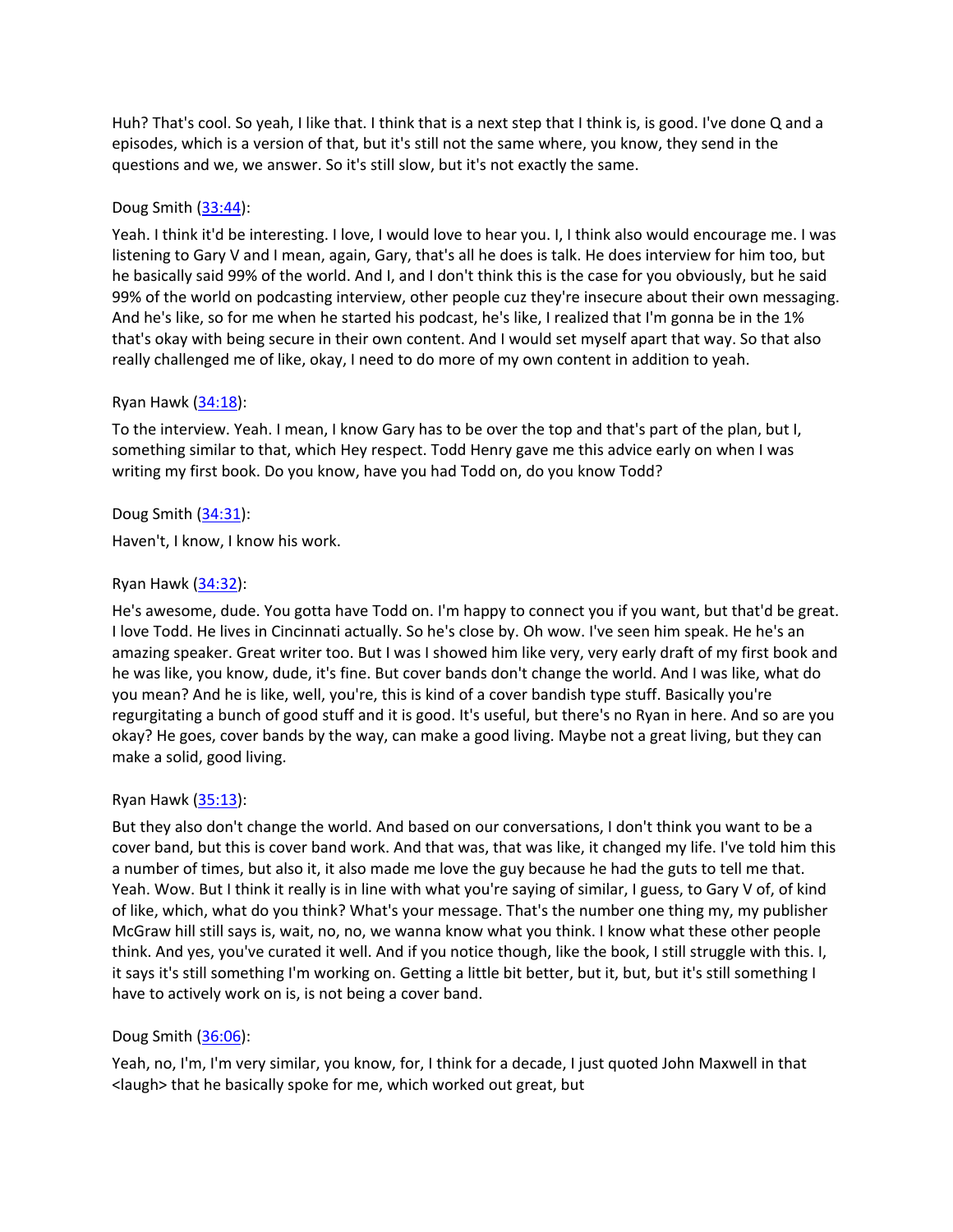Huh? That's cool. So yeah, I like that. I think that is a next step that I think is, is good. I've done Q and a episodes, which is a version of that, but it's still not the same where, you know, they send in the questions and we, we answer. So it's still slow, but it's not exactly the same.

Doug Smith ([33:44](#)):

Yeah. I think it'd be interesting. I love, I would love to hear you. I, I think also would encourage me. I was listening to Gary V and I mean, again, Gary, that's all he does is talk. He does interview for him too, but he basically said 99% of the world. And I, and I don't think this is the case for you obviously, but he said 99% of the world on podcasting interview, other people cuz they're insecure about their own messaging. And he's like, so for me when he started his podcast, he's like, I realized that I'm gonna be in the 1% that's okay with being secure in their own content. And I would set myself apart that way. So that also really challenged me of like, okay, I need to do more of my own content in addition to yeah.

Ryan Hawk ([34:18](#)):

To the interview. Yeah. I mean, I know Gary has to be over the top and that's part of the plan, but I, something similar to that, which Hey respect. Todd Henry gave me this advice early on when I was writing my first book. Do you know, have you had Todd on, do you know Todd?

Doug Smith ([34:31](#)):

Haven't, I know, I know his work.

Ryan Hawk ([34:32](#)):

He's awesome, dude. You gotta have Todd on. I'm happy to connect you if you want, but that'd be great. I love Todd. He lives in Cincinnati actually. So he's close by. Oh wow. I've seen him speak. He he's an amazing speaker. Great writer too. But I was I showed him like very, very early draft of my first book and he was like, you know, dude, it's fine. But cover bands don't change the world. And I was like, what do you mean? And he is like, well, you're, this is kind of a cover bandish type stuff. Basically you're regurgitating a bunch of good stuff and it is good. It's useful, but there's no Ryan in here. And so are you okay? He goes, cover bands by the way, can make a good living. Maybe not a great living, but they can make a solid, good living.

Ryan Hawk ([35:13](#)):

But they also don't change the world. And based on our conversations, I don't think you want to be a cover band, but this is cover band work. And that was, that was like, it changed my life. I've told him this a number of times, but also it, it also made me love the guy because he had the guts to tell me that. Yeah. Wow. But I think it really is in line with what you're saying of similar, I guess, to Gary V of, of kind of like, which, what do you think? What's your message. That's the number one thing my, my publisher McGraw hill still says is, wait, no, no, we wanna know what you think. I know what these other people think. And yes, you've curated it well. And if you notice though, like the book, I still struggle with this. I, it says it's still something I'm working on. Getting a little bit better, but it, but, but it's still something I have to actively work on is, is not being a cover band.

Doug Smith ([36:06](#)):

Yeah, no, I'm, I'm very similar, you know, for, I think for a decade, I just quoted John Maxwell in that <laugh> that he basically spoke for me, which worked out great, but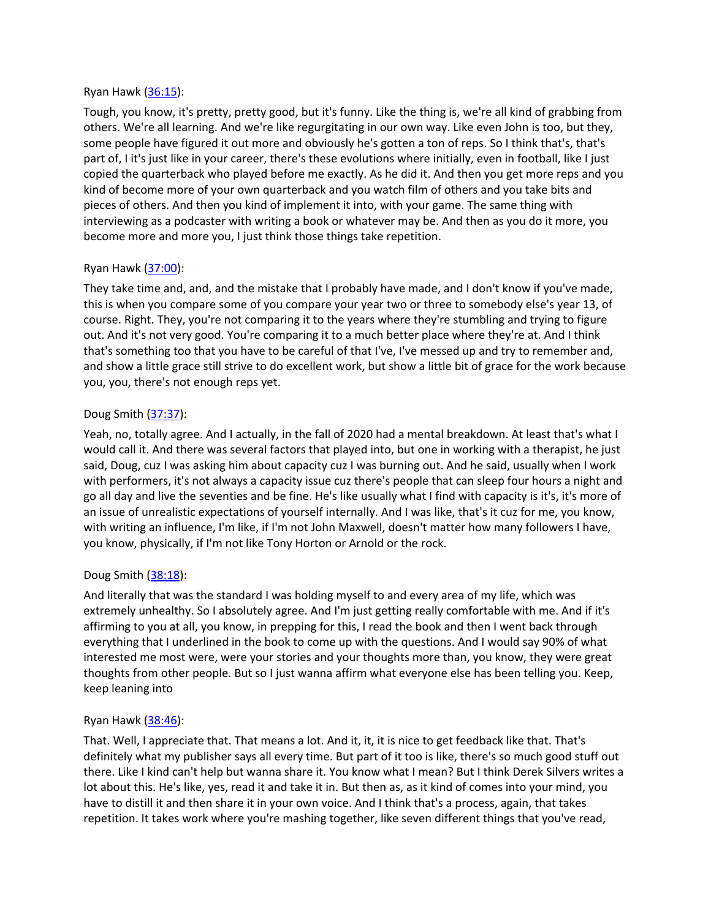Ryan Hawk ([36:15]()):

Tough, you know, it's pretty, pretty good, but it's funny. Like the thing is, we're all kind of grabbing from others. We're all learning. And we're like regurgitating in our own way. Like even John is too, but they, some people have figured it out more and obviously he's gotten a ton of reps. So I think that's, that's part of, I it's just like in your career, there's these evolutions where initially, even in football, like I just copied the quarterback who played before me exactly. As he did it. And then you get more reps and you kind of become more of your own quarterback and you watch film of others and you take bits and pieces of others. And then you kind of implement it into, with your game. The same thing with interviewing as a podcaster with writing a book or whatever may be. And then as you do it more, you become more and more you, I just think those things take repetition.

Ryan Hawk ([37:00]()):

They take time and, and, and the mistake that I probably have made, and I don't know if you've made, this is when you compare some of you compare your year two or three to somebody else's year 13, of course. Right. They, you're not comparing it to the years where they're stumbling and trying to figure out. And it's not very good. You're comparing it to a much better place where they're at. And I think that's something too that you have to be careful of that I've, I've messed up and try to remember and, and show a little grace still strive to do excellent work, but show a little bit of grace for the work because you, you, there's not enough reps yet.

Doug Smith ([37:37]()):

Yeah, no, totally agree. And I actually, in the fall of 2020 had a mental breakdown. At least that's what I would call it. And there was several factors that played into, but one in working with a therapist, he just said, Doug, cuz I was asking him about capacity cuz I was burning out. And he said, usually when I work with performers, it's not always a capacity issue cuz there's people that can sleep four hours a night and go all day and live the seventies and be fine. He's like usually what I find with capacity is it's, it's more of an issue of unrealistic expectations of yourself internally. And I was like, that's it cuz for me, you know, with writing an influence, I'm like, if I'm not John Maxwell, doesn't matter how many followers I have, you know, physically, if I'm not like Tony Horton or Arnold or the rock.

Doug Smith ([38:18]()):

And literally that was the standard I was holding myself to and every area of my life, which was extremely unhealthy. So I absolutely agree. And I'm just getting really comfortable with me. And if it's affirming to you at all, you know, in prepping for this, I read the book and then I went back through everything that I underlined in the book to come up with the questions. And I would say 90% of what interested me most were, were your stories and your thoughts more than, you know, they were great thoughts from other people. But so I just wanna affirm what everyone else has been telling you. Keep, keep leaning into

Ryan Hawk ([38:46]()):

That. Well, I appreciate that. That means a lot. And it, it, it is nice to get feedback like that. That's definitely what my publisher says all every time. But part of it too is like, there's so much good stuff out there. Like I kind can't help but wanna share it. You know what I mean? But I think Derek Silvers writes a lot about this. He's like, yes, read it and take it in. But then as, as it kind of comes into your mind, you have to distill it and then share it in your own voice. And I think that's a process, again, that takes repetition. It takes work where you're mashing together, like seven different things that you've read,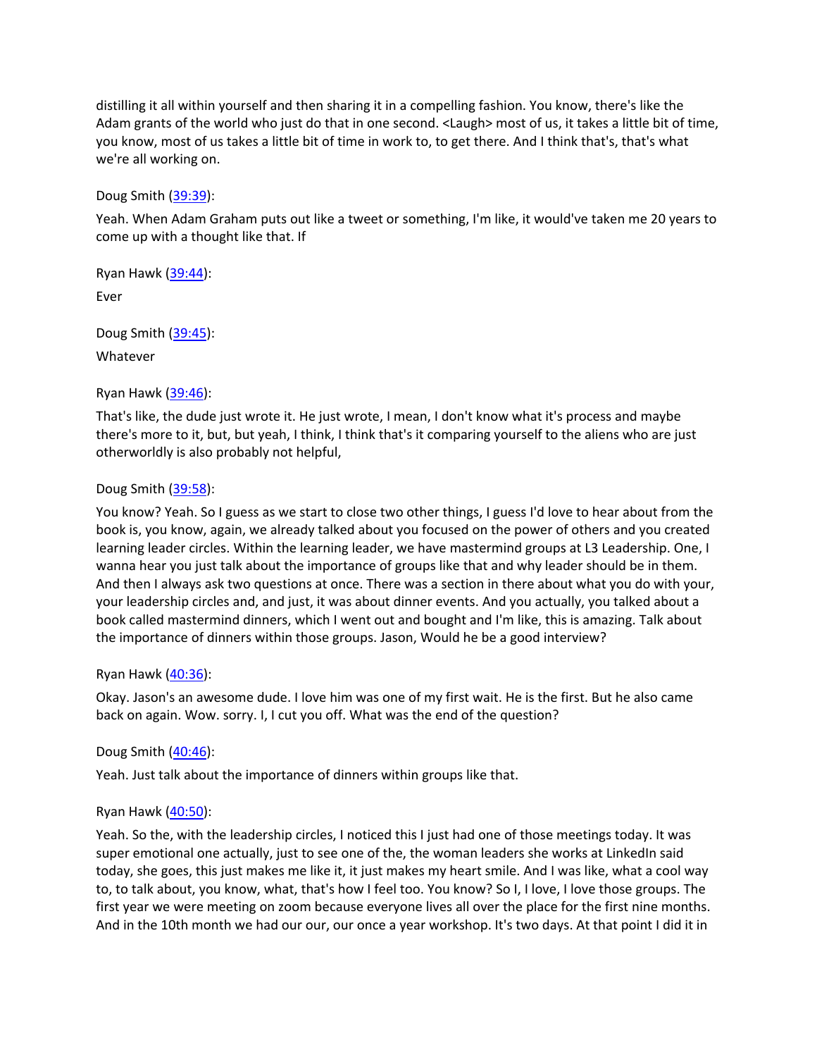distilling it all within yourself and then sharing it in a compelling fashion. You know, there's like the Adam grants of the world who just do that in one second. <Laugh> most of us, it takes a little bit of time, you know, most of us takes a little bit of time in work to, to get there. And I think that's, that's what we're all working on.

Doug Smith ([39:39](#)):

Yeah. When Adam Graham puts out like a tweet or something, I'm like, it would've taken me 20 years to come up with a thought like that. If

Ryan Hawk ([39:44](#)):

Ever

Doug Smith ([39:45](#)):

Whatever

Ryan Hawk ([39:46](#)):

That's like, the dude just wrote it. He just wrote, I mean, I don't know what it's process and maybe there's more to it, but, but yeah, I think, I think that's it comparing yourself to the aliens who are just otherworldly is also probably not helpful,

Doug Smith ([39:58](#)):

You know? Yeah. So I guess as we start to close two other things, I guess I'd love to hear about from the book is, you know, again, we already talked about you focused on the power of others and you created learning leader circles. Within the learning leader, we have mastermind groups at L3 Leadership. One, I wanna hear you just talk about the importance of groups like that and why leader should be in them. And then I always ask two questions at once. There was a section in there about what you do with your, your leadership circles and, and just, it was about dinner events. And you actually, you talked about a book called mastermind dinners, which I went out and bought and I'm like, this is amazing. Talk about the importance of dinners within those groups. Jason, Would he be a good interview?

Ryan Hawk ([40:36](#)):

Okay. Jason's an awesome dude. I love him was one of my first wait. He is the first. But he also came back on again. Wow. sorry. I, I cut you off. What was the end of the question?

Doug Smith ([40:46](#)):

Yeah. Just talk about the importance of dinners within groups like that.

Ryan Hawk ([40:50](#)):

Yeah. So the, with the leadership circles, I noticed this I just had one of those meetings today. It was super emotional one actually, just to see one of the, the woman leaders she works at LinkedIn said today, she goes, this just makes me like it, it just makes my heart smile. And I was like, what a cool way to, to talk about, you know, what, that's how I feel too. You know? So I, I love, I love those groups. The first year we were meeting on zoom because everyone lives all over the place for the first nine months. And in the 10th month we had our, our once a year workshop. It's two days. At that point I did it in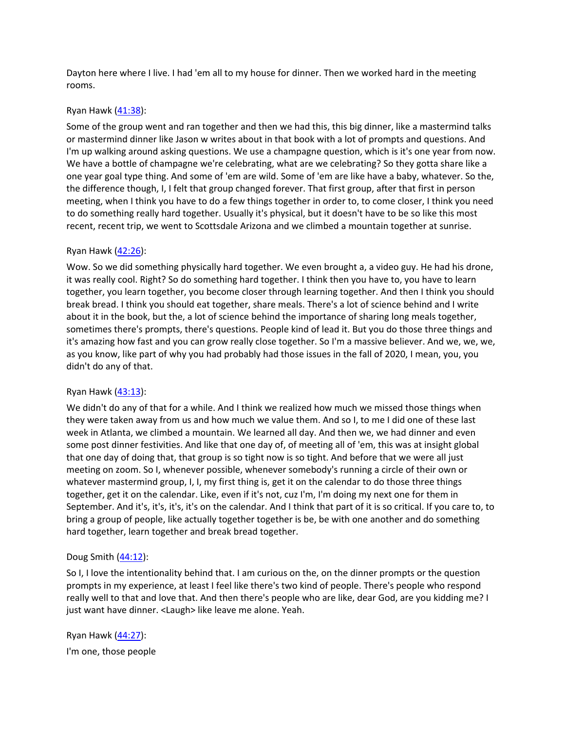Dayton here where I live. I had 'em all to my house for dinner. Then we worked hard in the meeting rooms.

Ryan Hawk ([41:38](#)):

Some of the group went and ran together and then we had this, this big dinner, like a mastermind talks or mastermind dinner like Jason w writes about in that book with a lot of prompts and questions. And I'm up walking around asking questions. We use a champagne question, which is it's one year from now. We have a bottle of champagne we're celebrating, what are we celebrating? So they gotta share like a one year goal type thing. And some of 'em are wild. Some of 'em are like have a baby, whatever. So the, the difference though, I, I felt that group changed forever. That first group, after that first in person meeting, when I think you have to do a few things together in order to, to come closer, I think you need to do something really hard together. Usually it's physical, but it doesn't have to be so like this most recent, recent trip, we went to Scottsdale Arizona and we climbed a mountain together at sunrise.

Ryan Hawk ([42:26](#)):

Wow. So we did something physically hard together. We even brought a, a video guy. He had his drone, it was really cool. Right? So do something hard together. I think then you have to, you have to learn together, you learn together, you become closer through learning together. And then I think you should break bread. I think you should eat together, share meals. There's a lot of science behind and I write about it in the book, but the, a lot of science behind the importance of sharing long meals together, sometimes there's prompts, there's questions. People kind of lead it. But you do those three things and it's amazing how fast and you can grow really close together. So I'm a massive believer. And we, we, we, as you know, like part of why you had probably had those issues in the fall of 2020, I mean, you, you didn't do any of that.

Ryan Hawk ([43:13](#)):

We didn't do any of that for a while. And I think we realized how much we missed those things when they were taken away from us and how much we value them. And so I, to me I did one of these last week in Atlanta, we climbed a mountain. We learned all day. And then we, we had dinner and even some post dinner festivities. And like that one day of, of meeting all of 'em, this was at insight global that one day of doing that, that group is so tight now is so tight. And before that we were all just meeting on zoom. So I, whenever possible, whenever somebody's running a circle of their own or whatever mastermind group, I, I, my first thing is, get it on the calendar to do those three things together, get it on the calendar. Like, even if it's not, cuz I'm, I'm doing my next one for them in September. And it's, it's, it's, it's on the calendar. And I think that part of it is so critical. If you care to, to bring a group of people, like actually together together is be, be with one another and do something hard together, learn together and break bread together.

Doug Smith ([44:12](#)):

So I, I love the intentionality behind that. I am curious on the, on the dinner prompts or the question prompts in my experience, at least I feel like there's two kind of people. There's people who respond really well to that and love that. And then there's people who are like, dear God, are you kidding me? I just want have dinner. <Laugh> like leave me alone. Yeah.

Ryan Hawk ([44:27](#)):

I'm one, those people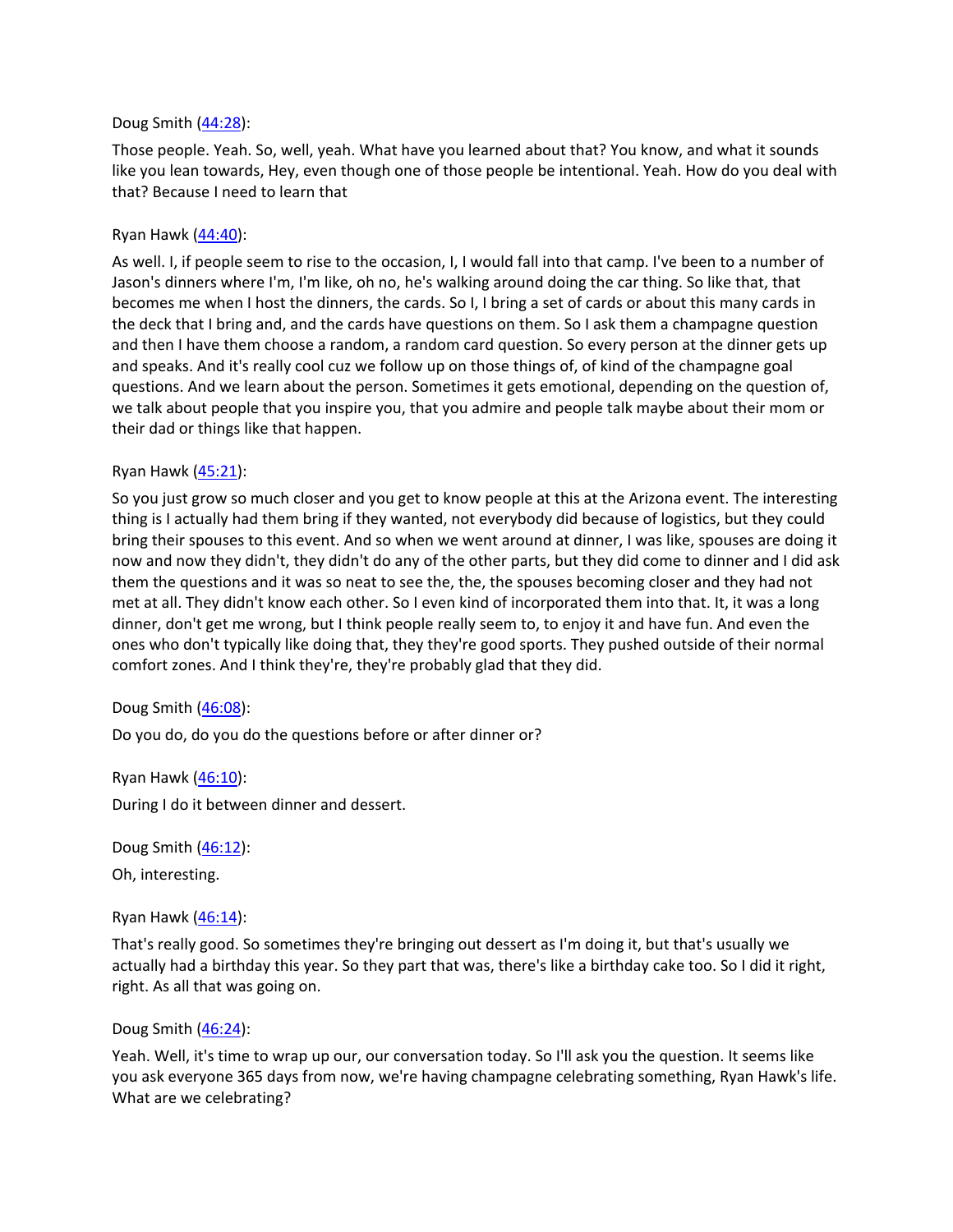Doug Smith ([44:28](#)):

Those people. Yeah. So, well, yeah. What have you learned about that? You know, and what it sounds like you lean towards, Hey, even though one of those people be intentional. Yeah. How do you deal with that? Because I need to learn that

Ryan Hawk ([44:40](#)):

As well. I, if people seem to rise to the occasion, I, I would fall into that camp. I've been to a number of Jason's dinners where I'm, I'm like, oh no, he's walking around doing the car thing. So like that, that becomes me when I host the dinners, the cards. So I, I bring a set of cards or about this many cards in the deck that I bring and, and the cards have questions on them. So I ask them a champagne question and then I have them choose a random, a random card question. So every person at the dinner gets up and speaks. And it's really cool cuz we follow up on those things of, of kind of the champagne goal questions. And we learn about the person. Sometimes it gets emotional, depending on the question of, we talk about people that you inspire you, that you admire and people talk maybe about their mom or their dad or things like that happen.

Ryan Hawk ([45:21](#)):

So you just grow so much closer and you get to know people at this at the Arizona event. The interesting thing is I actually had them bring if they wanted, not everybody did because of logistics, but they could bring their spouses to this event. And so when we went around at dinner, I was like, spouses are doing it now and now they didn't, they didn't do any of the other parts, but they did come to dinner and I did ask them the questions and it was so neat to see the, the, the spouses becoming closer and they had not met at all. They didn't know each other. So I even kind of incorporated them into that. It, it was a long dinner, don't get me wrong, but I think people really seem to, to enjoy it and have fun. And even the ones who don't typically like doing that, they they're good sports. They pushed outside of their normal comfort zones. And I think they're, they're probably glad that they did.

Doug Smith ([46:08](#)):

Do you do, do you do the questions before or after dinner or?

Ryan Hawk ([46:10](#)):

During I do it between dinner and dessert.

Doug Smith ([46:12](#)):

Oh, interesting.

Ryan Hawk ([46:14](#)):

That's really good. So sometimes they're bringing out dessert as I'm doing it, but that's usually we actually had a birthday this year. So they part that was, there's like a birthday cake too. So I did it right, right. As all that was going on.

Doug Smith ([46:24](#)):

Yeah. Well, it's time to wrap up our, our conversation today. So I'll ask you the question. It seems like you ask everyone 365 days from now, we're having champagne celebrating something, Ryan Hawk's life. What are we celebrating?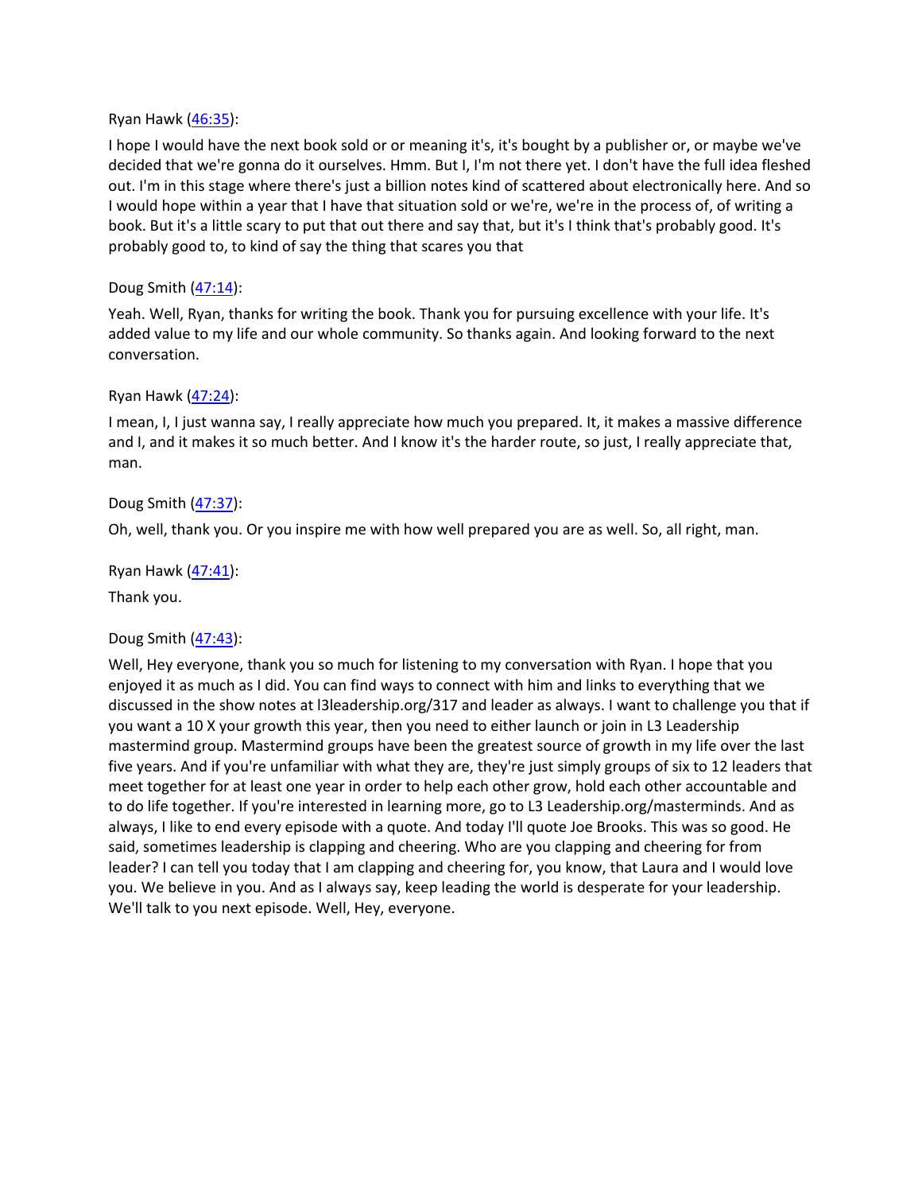Ryan Hawk ([46:35](#)):

I hope I would have the next book sold or or meaning it's, it's bought by a publisher or, or maybe we've decided that we're gonna do it ourselves. Hmm. But I, I'm not there yet. I don't have the full idea fleshed out. I'm in this stage where there's just a billion notes kind of scattered about electronically here. And so I would hope within a year that I have that situation sold or we're, we're in the process of, of writing a book. But it's a little scary to put that out there and say that, but it's I think that's probably good. It's probably good to, to kind of say the thing that scares you that

Doug Smith ([47:14](#)):

Yeah. Well, Ryan, thanks for writing the book. Thank you for pursuing excellence with your life. It's added value to my life and our whole community. So thanks again. And looking forward to the next conversation.

Ryan Hawk ([47:24](#)):

I mean, I, I just wanna say, I really appreciate how much you prepared. It, it makes a massive difference and I, and it makes it so much better. And I know it's the harder route, so just, I really appreciate that, man.

Doug Smith ([47:37](#)):

Oh, well, thank you. Or you inspire me with how well prepared you are as well. So, all right, man.

Ryan Hawk ([47:41](#)):

Thank you.

Doug Smith ([47:43](#)):

Well, Hey everyone, thank you so much for listening to my conversation with Ryan. I hope that you enjoyed it as much as I did. You can find ways to connect with him and links to everything that we discussed in the show notes at l3leadership.org/317 and leader as always. I want to challenge you that if you want a 10 X your growth this year, then you need to either launch or join in L3 Leadership mastermind group. Mastermind groups have been the greatest source of growth in my life over the last five years. And if you're unfamiliar with what they are, they're just simply groups of six to 12 leaders that meet together for at least one year in order to help each other grow, hold each other accountable and to do life together. If you're interested in learning more, go to L3 Leadership.org/masterminds. And as always, I like to end every episode with a quote. And today I'll quote Joe Brooks. This was so good. He said, sometimes leadership is clapping and cheering. Who are you clapping and cheering for from leader? I can tell you today that I am clapping and cheering for, you know, that Laura and I would love you. We believe in you. And as I always say, keep leading the world is desperate for your leadership. We'll talk to you next episode. Well, Hey, everyone.